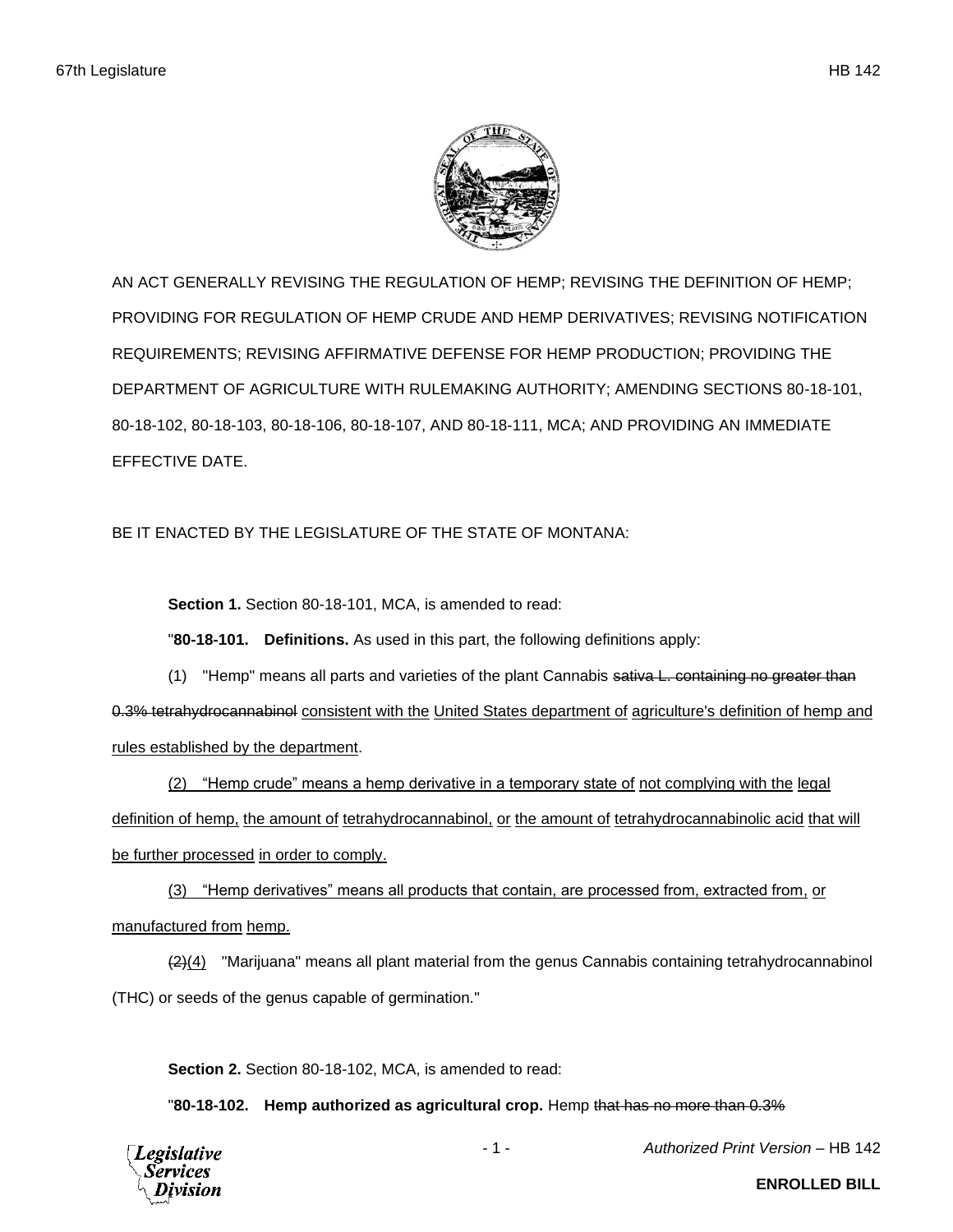AN ACT GENERALLY REVISING THE REGULATION OF HEMP; REVISING THE DEFINITION OF HEMP; PROVIDING FOR REGULATION OF HEMP CRUDE AND HEMP DERIVATIVES; REVISING NOTIFICATION REQUIREMENTS; REVISING AFFIRMATIVE DEFENSE FOR HEMP PRODUCTION; PROVIDING THE DEPARTMENT OF AGRICULTURE WITH RULEMAKING AUTHORITY; AMENDING SECTIONS 80-18-101, 80-18-102, 80-18-103, 80-18-106, 80-18-107, AND 80-18-111, MCA; AND PROVIDING AN IMMEDIATE EFFECTIVE DATE.

BE IT ENACTED BY THE LEGISLATURE OF THE STATE OF MONTANA:

**Section 1.** Section 80-18-101, MCA, is amended to read:

"**80-18-101. Definitions.** As used in this part, the following definitions apply:

(1) "Hemp" means all parts and varieties of the plant Cannabis ~~sativa L. containing no greater than 0.3% tetrahydrocannabinol~~ <u>consistent with the United States department of agriculture's definition of hemp and rules established by the department</u>.

<u>(2) "Hemp crude" means a hemp derivative in a temporary state of not complying with the legal definition of hemp, the amount of tetrahydrocannabinol, or the amount of tetrahydrocannabinolic acid that will be further processed in order to comply.</u>

<u>(3) "Hemp derivatives" means all products that contain, are processed from, extracted from, or manufactured from hemp.</u>

~~(2)~~<u>(4)</u> "Marijuana" means all plant material from the genus Cannabis containing tetrahydrocannabinol (THC) or seeds of the genus capable of germination."

**Section 2.** Section 80-18-102, MCA, is amended to read:

"**80-18-102. Hemp authorized as agricultural crop.** Hemp ~~that has no more than 0.3%~~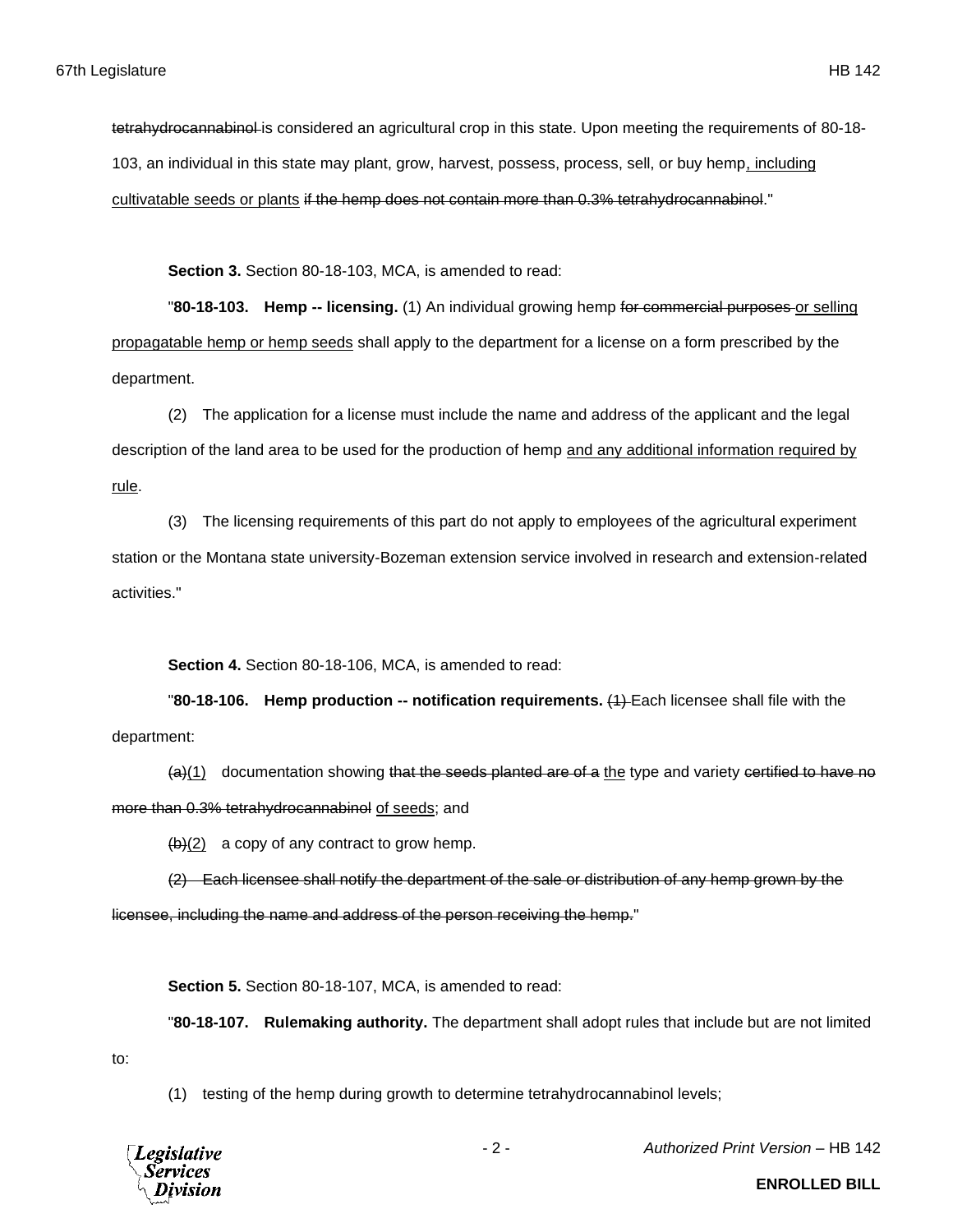~~tetrahydrocannabinol~~ is considered an agricultural crop in this state. Upon meeting the requirements of 80-18-103, an individual in this state may plant, grow, harvest, possess, process, sell, or buy hemp<u>, including cultivatable seeds or plants</u> ~~if the hemp does not contain more than 0.3% tetrahydrocannabinol~~."

**Section 3.** Section 80-18-103, MCA, is amended to read:

"**80-18-103. Hemp -- licensing.** (1) An individual growing hemp ~~for commercial purposes~~ <u>or selling propagatable hemp or hemp seeds</u> shall apply to the department for a license on a form prescribed by the department.

(2) The application for a license must include the name and address of the applicant and the legal description of the land area to be used for the production of hemp <u>and any additional information required by rule</u>.

(3) The licensing requirements of this part do not apply to employees of the agricultural experiment station or the Montana state university-Bozeman extension service involved in research and extension-related activities."

**Section 4.** Section 80-18-106, MCA, is amended to read:

"**80-18-106. Hemp production -- notification requirements.** ~~(1)~~ Each licensee shall file with the department:

~~(a)~~<u>(1)</u> documentation showing ~~that the seeds planted are of a~~ <u>the</u> type and variety ~~certified to have no more than 0.3% tetrahydrocannabinol~~ <u>of seeds</u>; and

~~(b)~~<u>(2)</u> a copy of any contract to grow hemp.

~~(2) Each licensee shall notify the department of the sale or distribution of any hemp grown by the licensee, including the name and address of the person receiving the hemp.~~"

**Section 5.** Section 80-18-107, MCA, is amended to read:

"**80-18-107. Rulemaking authority.** The department shall adopt rules that include but are not limited to:

(1) testing of the hemp during growth to determine tetrahydrocannabinol levels;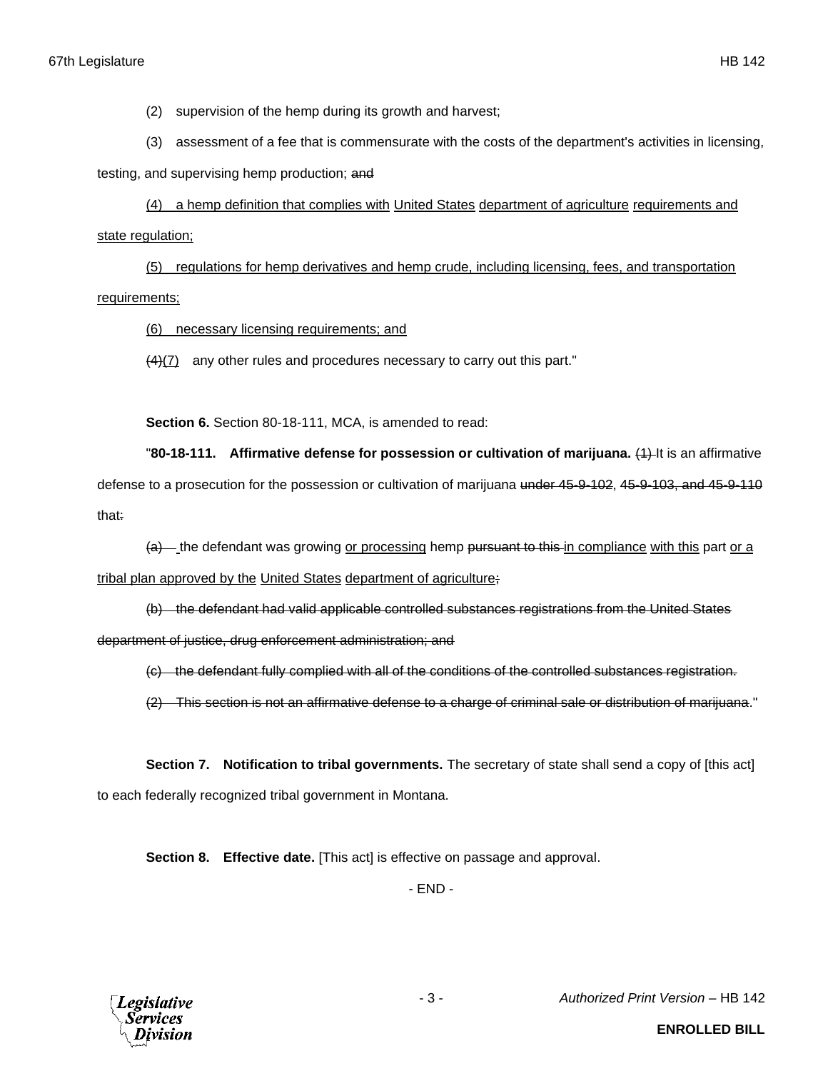(2) supervision of the hemp during its growth and harvest;

(3) assessment of a fee that is commensurate with the costs of the department's activities in licensing, testing, and supervising hemp production; ~~and~~

<u>(4) a hemp definition that complies with</u> <u>United States</u> <u>department of agriculture</u> <u>requirements and state regulation;</u>

<u>(5) regulations for hemp derivatives and hemp crude, including licensing, fees, and transportation requirements;</u>

<u>(6) necessary licensing requirements; and</u>

~~(4)~~<u>(7)</u> any other rules and procedures necessary to carry out this part."

**Section 6.** Section 80-18-111, MCA, is amended to read:

"**80-18-111. Affirmative defense for possession or cultivation of marijuana.** ~~(1)~~ It is an affirmative defense to a prosecution for the possession or cultivation of marijuana ~~under 45-9-102~~, ~~45-9-103, and 45-9-110~~ that~~:~~

~~(a)~~ the defendant was growing <u>or processing</u> hemp ~~pursuant to this~~ <u>in compliance</u> <u>with this</u> part <u>or a tribal plan approved by the</u> <u>United States</u> <u>department of agriculture</u>~~;~~

~~(b) the defendant had valid applicable controlled substances registrations from the United States department of justice, drug enforcement administration; and~~

~~(c) the defendant fully complied with all of the conditions of the controlled substances registration.~~

~~(2) This section is not an affirmative defense to a charge of criminal sale or distribution of marijuana~~."

**Section 7. Notification to tribal governments.** The secretary of state shall send a copy of [this act] to each federally recognized tribal government in Montana.

**Section 8. Effective date.** [This act] is effective on passage and approval.

- END -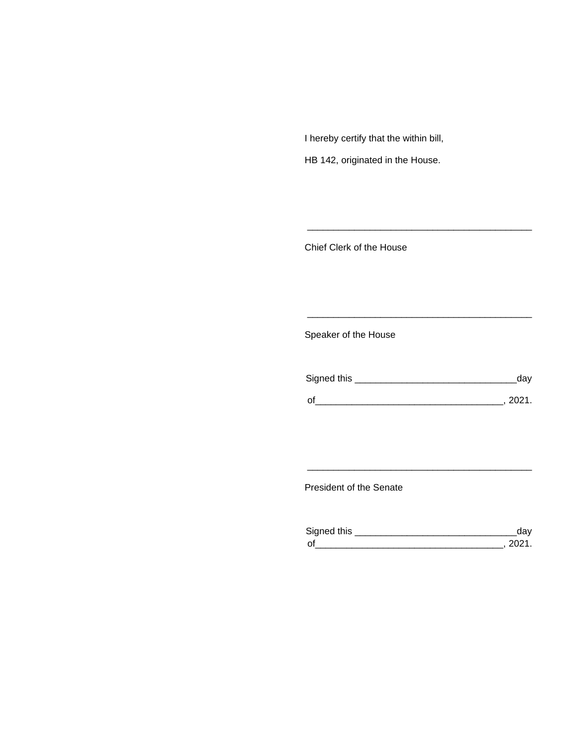I hereby certify that the within bill,

HB 142, originated in the House.

\_\_\_\_\_\_\_\_\_\_\_\_\_\_\_\_\_\_\_\_\_\_\_\_\_\_\_\_\_\_\_\_\_\_\_\_\_\_\_\_\_\_\_\_

Chief Clerk of the House

\_\_\_\_\_\_\_\_\_\_\_\_\_\_\_\_\_\_\_\_\_\_\_\_\_\_\_\_\_\_\_\_\_\_\_\_\_\_\_\_\_\_\_\_

Speaker of the House

Signed this \_\_\_\_\_\_\_\_\_\_\_\_\_\_\_\_\_\_\_\_\_\_\_\_\_\_\_\_\_\_\_day

of\_\_\_\_\_\_\_\_\_\_\_\_\_\_\_\_\_\_\_\_\_\_\_\_\_\_\_\_\_\_\_\_\_\_\_, 2021.

\_\_\_\_\_\_\_\_\_\_\_\_\_\_\_\_\_\_\_\_\_\_\_\_\_\_\_\_\_\_\_\_\_\_\_\_\_\_\_\_\_\_\_\_

President of the Senate

Signed this \_\_\_\_\_\_\_\_\_\_\_\_\_\_\_\_\_\_\_\_\_\_\_\_\_\_\_\_\_\_\_day

of\_\_\_\_\_\_\_\_\_\_\_\_\_\_\_\_\_\_\_\_\_\_\_\_\_\_\_\_\_\_\_\_\_\_\_, 2021.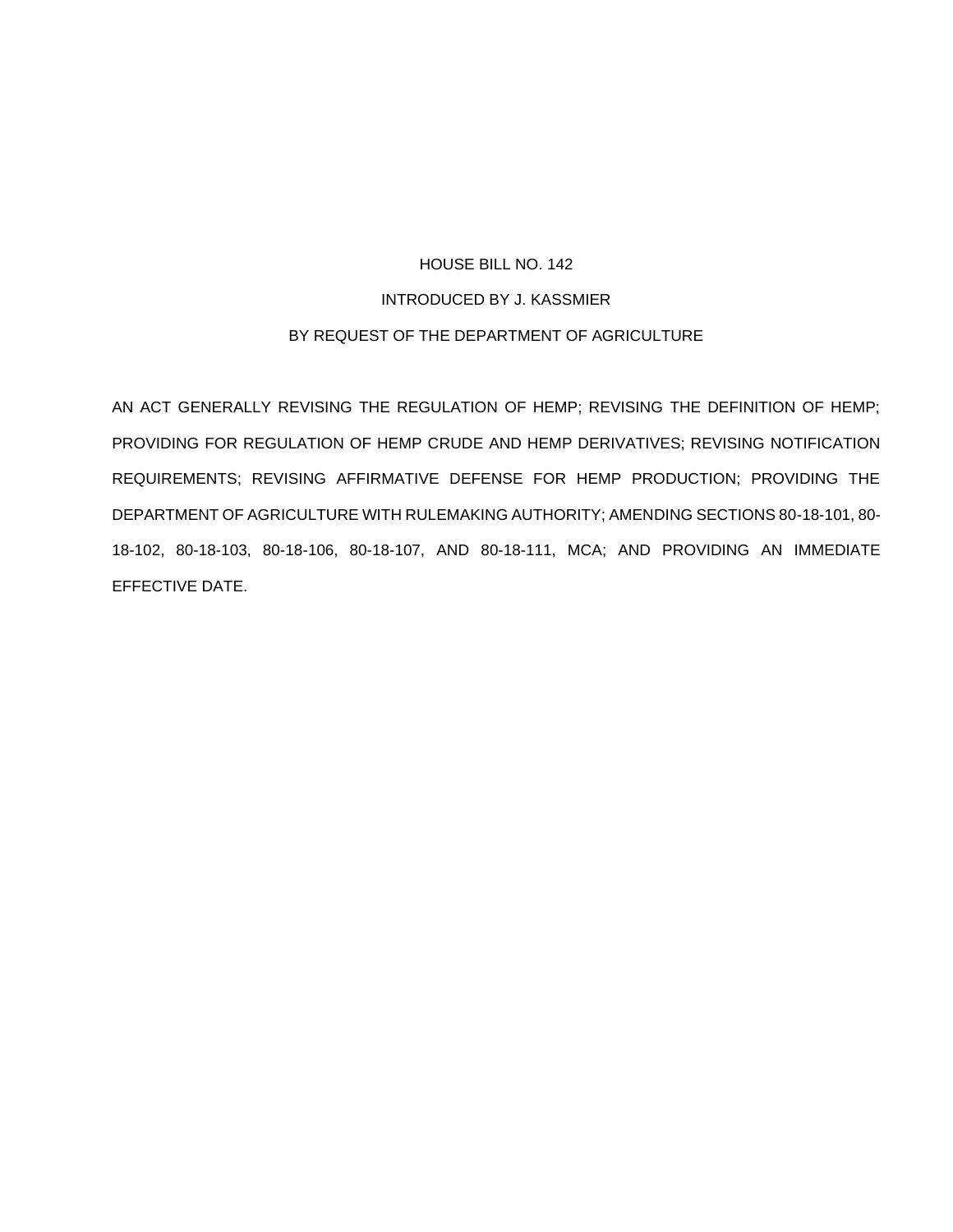HOUSE BILL NO. 142

INTRODUCED BY J. KASSMIER

BY REQUEST OF THE DEPARTMENT OF AGRICULTURE

AN ACT GENERALLY REVISING THE REGULATION OF HEMP; REVISING THE DEFINITION OF HEMP; PROVIDING FOR REGULATION OF HEMP CRUDE AND HEMP DERIVATIVES; REVISING NOTIFICATION REQUIREMENTS; REVISING AFFIRMATIVE DEFENSE FOR HEMP PRODUCTION; PROVIDING THE DEPARTMENT OF AGRICULTURE WITH RULEMAKING AUTHORITY; AMENDING SECTIONS 80-18-101, 80-18-102, 80-18-103, 80-18-106, 80-18-107, AND 80-18-111, MCA; AND PROVIDING AN IMMEDIATE EFFECTIVE DATE.